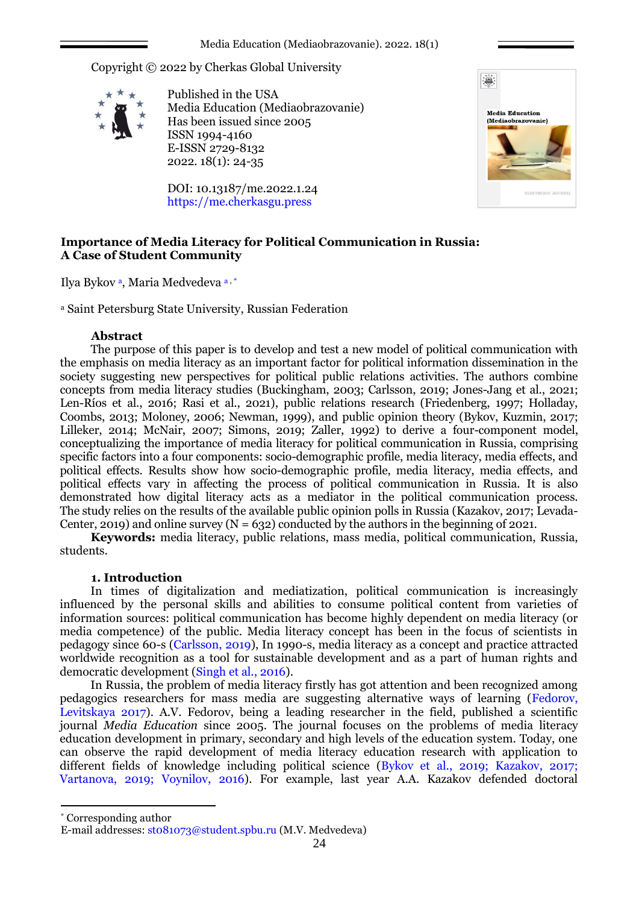Copyright © 2022 by Cherkas Global University

Published in the USA
Media Education (Mediaobrazovanie)
Has been issued since 2005
ISSN 1994-4160
E-ISSN 2729-8132
2022. 18(1): 24-35

DOI: 10.13187/me.2022.1.24
https://me.cherkasgu.press

# Importance of Media Literacy for Political Communication in Russia: A Case of Student Community

Ilya Bykov [a], Maria Medvedeva [a, *]

[a] Saint Petersburg State University, Russian Federation

**Abstract**

The purpose of this paper is to develop and test a new model of political communication with the emphasis on media literacy as an important factor for political information dissemination in the society suggesting new perspectives for political public relations activities. The authors combine concepts from media literacy studies (Buckingham, 2003; Carlsson, 2019; Jones-Jang et al., 2021; Len-Ríos et al., 2016; Rasi et al., 2021), public relations research (Friedenberg, 1997; Holladay, Coombs, 2013; Moloney, 2006; Newman, 1999), and public opinion theory (Bykov, Kuzmin, 2017; Lilleker, 2014; McNair, 2007; Simons, 2019; Zaller, 1992) to derive a four-component model, conceptualizing the importance of media literacy for political communication in Russia, comprising specific factors into a four components: socio-demographic profile, media literacy, media effects, and political effects. Results show how socio-demographic profile, media literacy, media effects, and political effects vary in affecting the process of political communication in Russia. It is also demonstrated how digital literacy acts as a mediator in the political communication process. The study relies on the results of the available public opinion polls in Russia (Kazakov, 2017; Levada-Center, 2019) and online survey (N = 632) conducted by the authors in the beginning of 2021.

**Keywords:** media literacy, public relations, mass media, political communication, Russia, students.

## 1. Introduction

In times of digitalization and mediatization, political communication is increasingly influenced by the personal skills and abilities to consume political content from varieties of information sources: political communication has become highly dependent on media literacy (or media competence) of the public. Media literacy concept has been in the focus of scientists in pedagogy since 60-s (Carlsson, 2019), In 1990-s, media literacy as a concept and practice attracted worldwide recognition as a tool for sustainable development and as a part of human rights and democratic development (Singh et al., 2016).

In Russia, the problem of media literacy firstly has got attention and been recognized among pedagogics researchers for mass media are suggesting alternative ways of learning (Fedorov, Levitskaya 2017). A.V. Fedorov, being a leading researcher in the field, published a scientific journal *Media Education* since 2005. The journal focuses on the problems of media literacy education development in primary, secondary and high levels of the education system. Today, one can observe the rapid development of media literacy education research with application to different fields of knowledge including political science (Bykov et al., 2019; Kazakov, 2017; Vartanova, 2019; Voynilov, 2016). For example, last year A.A. Kazakov defended doctoral

\* Corresponding author
E-mail addresses: st081073@student.spbu.ru (M.V. Medvedeva)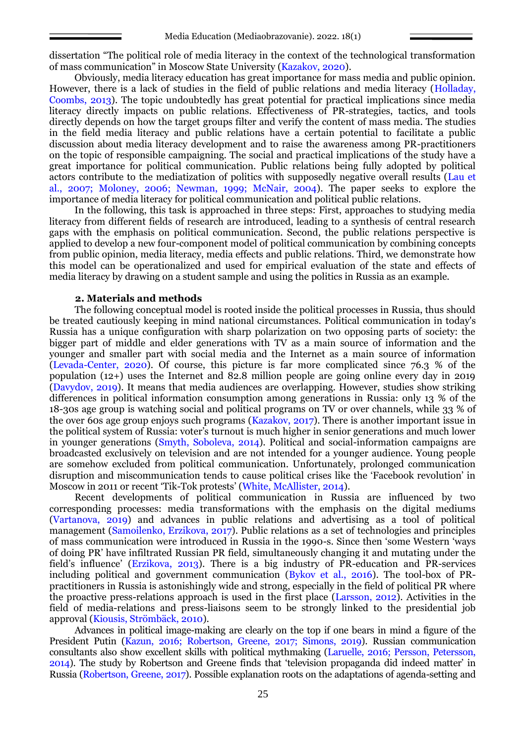dissertation "The political role of media literacy in the context of the technological transformation of mass communication" in Moscow State University (Kazakov, 2020).

Obviously, media literacy education has great importance for mass media and public opinion. However, there is a lack of studies in the field of public relations and media literacy (Holladay, Coombs, 2013). The topic undoubtedly has great potential for practical implications since media literacy directly impacts on public relations. Effectiveness of PR-strategies, tactics, and tools directly depends on how the target groups filter and verify the content of mass media. The studies in the field media literacy and public relations have a certain potential to facilitate a public discussion about media literacy development and to raise the awareness among PR-practitioners on the topic of responsible campaigning. The social and practical implications of the study have a great importance for political communication. Public relations being fully adopted by political actors contribute to the mediatization of politics with supposedly negative overall results (Lau et al., 2007; Moloney, 2006; Newman, 1999; McNair, 2004). The paper seeks to explore the importance of media literacy for political communication and political public relations.

In the following, this task is approached in three steps: First, approaches to studying media literacy from different fields of research are introduced, leading to a synthesis of central research gaps with the emphasis on political communication. Second, the public relations perspective is applied to develop a new four-component model of political communication by combining concepts from public opinion, media literacy, media effects and public relations. Third, we demonstrate how this model can be operationalized and used for empirical evaluation of the state and effects of media literacy by drawing on a student sample and using the politics in Russia as an example.

## 2. Materials and methods

The following conceptual model is rooted inside the political processes in Russia, thus should be treated cautiously keeping in mind national circumstances. Political communication in today's Russia has a unique configuration with sharp polarization on two opposing parts of society: the bigger part of middle and elder generations with TV as a main source of information and the younger and smaller part with social media and the Internet as a main source of information (Levada-Center, 2020). Of course, this picture is far more complicated since 76.3 % of the population (12+) uses the Internet and 82.8 million people are going online every day in 2019 (Davydov, 2019). It means that media audiences are overlapping. However, studies show striking differences in political information consumption among generations in Russia: only 13 % of the 18-30s age group is watching social and political programs on TV or over channels, while 33 % of the over 60s age group enjoys such programs (Kazakov, 2017). There is another important issue in the political system of Russia: voter's turnout is much higher in senior generations and much lower in younger generations (Smyth, Soboleva, 2014). Political and social-information campaigns are broadcasted exclusively on television and are not intended for a younger audience. Young people are somehow excluded from political communication. Unfortunately, prolonged communication disruption and miscommunication tends to cause political crises like the 'Facebook revolution' in Moscow in 2011 or recent 'Tik-Tok protests' (White, McAllister, 2014).

Recent developments of political communication in Russia are influenced by two corresponding processes: media transformations with the emphasis on the digital mediums (Vartanova, 2019) and advances in public relations and advertising as a tool of political management (Samoilenko, Erzikova, 2017). Public relations as a set of technologies and principles of mass communication were introduced in Russia in the 1990-s. Since then 'some Western 'ways of doing PR' have infiltrated Russian PR field, simultaneously changing it and mutating under the field's influence' (Erzikova, 2013). There is a big industry of PR-education and PR-services including political and government communication (Bykov et al., 2016). The tool-box of PR-practitioners in Russia is astonishingly wide and strong, especially in the field of political PR where the proactive press-relations approach is used in the first place (Larsson, 2012). Activities in the field of media-relations and press-liaisons seem to be strongly linked to the presidential job approval (Kiousis, Strömbäck, 2010).

Advances in political image-making are clearly on the top if one bears in mind a figure of the President Putin (Kazun, 2016; Robertson, Greene, 2017; Simons, 2019). Russian communication consultants also show excellent skills with political mythmaking (Laruelle, 2016; Persson, Petersson, 2014). The study by Robertson and Greene finds that 'television propaganda did indeed matter' in Russia (Robertson, Greene, 2017). Possible explanation roots on the adaptations of agenda-setting and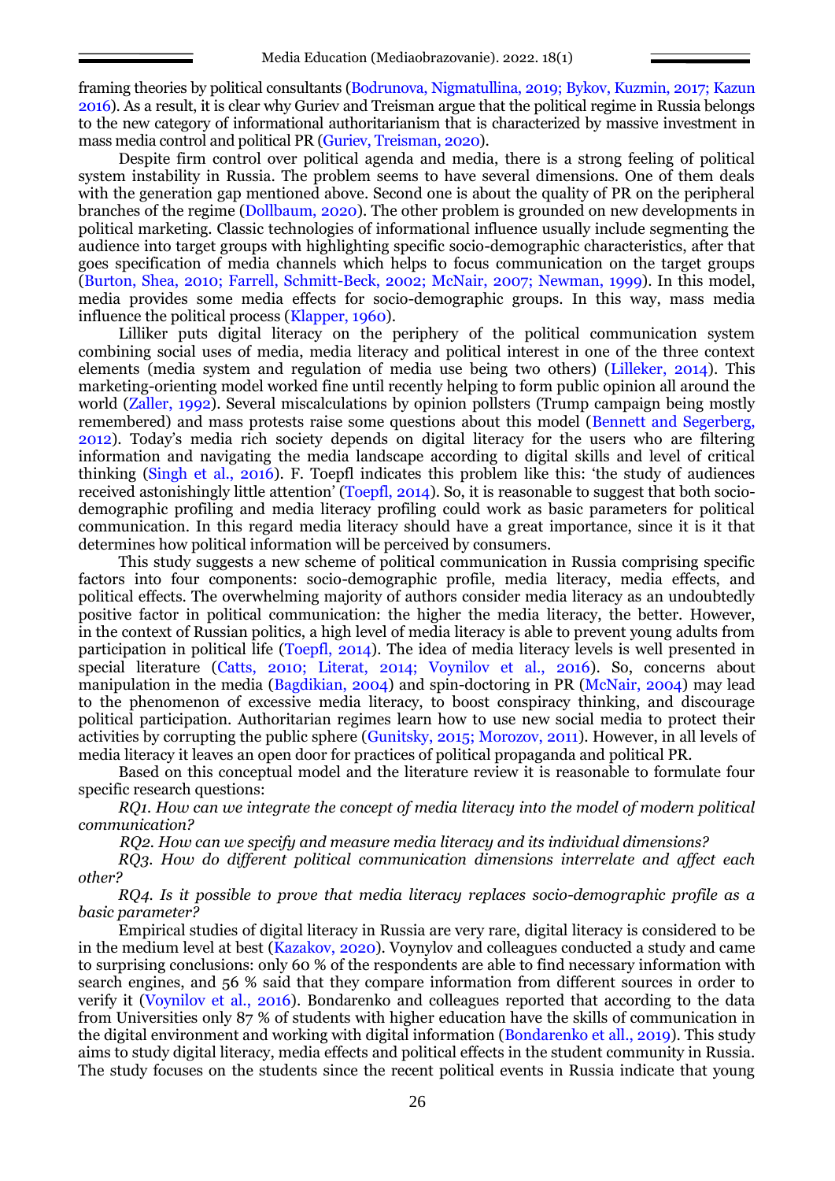framing theories by political consultants (Bodrunova, Nigmatullina, 2019; Bykov, Kuzmin, 2017; Kazun 2016). As a result, it is clear why Guriev and Treisman argue that the political regime in Russia belongs to the new category of informational authoritarianism that is characterized by massive investment in mass media control and political PR (Guriev, Treisman, 2020).

Despite firm control over political agenda and media, there is a strong feeling of political system instability in Russia. The problem seems to have several dimensions. One of them deals with the generation gap mentioned above. Second one is about the quality of PR on the peripheral branches of the regime (Dollbaum, 2020). The other problem is grounded on new developments in political marketing. Classic technologies of informational influence usually include segmenting the audience into target groups with highlighting specific socio-demographic characteristics, after that goes specification of media channels which helps to focus communication on the target groups (Burton, Shea, 2010; Farrell, Schmitt-Beck, 2002; McNair, 2007; Newman, 1999). In this model, media provides some media effects for socio-demographic groups. In this way, mass media influence the political process (Klapper, 1960).

Lilliker puts digital literacy on the periphery of the political communication system combining social uses of media, media literacy and political interest in one of the three context elements (media system and regulation of media use being two others) (Lilleker, 2014). This marketing-orienting model worked fine until recently helping to form public opinion all around the world (Zaller, 1992). Several miscalculations by opinion pollsters (Trump campaign being mostly remembered) and mass protests raise some questions about this model (Bennett and Segerberg, 2012). Today's media rich society depends on digital literacy for the users who are filtering information and navigating the media landscape according to digital skills and level of critical thinking (Singh et al., 2016). F. Toepfl indicates this problem like this: 'the study of audiences received astonishingly little attention' (Toepfl, 2014). So, it is reasonable to suggest that both socio-demographic profiling and media literacy profiling could work as basic parameters for political communication. In this regard media literacy should have a great importance, since it is it that determines how political information will be perceived by consumers.

This study suggests a new scheme of political communication in Russia comprising specific factors into four components: socio-demographic profile, media literacy, media effects, and political effects. The overwhelming majority of authors consider media literacy as an undoubtedly positive factor in political communication: the higher the media literacy, the better. However, in the context of Russian politics, a high level of media literacy is able to prevent young adults from participation in political life (Toepfl, 2014). The idea of media literacy levels is well presented in special literature (Catts, 2010; Literat, 2014; Voynilov et al., 2016). So, concerns about manipulation in the media (Bagdikian, 2004) and spin-doctoring in PR (McNair, 2004) may lead to the phenomenon of excessive media literacy, to boost conspiracy thinking, and discourage political participation. Authoritarian regimes learn how to use new social media to protect their activities by corrupting the public sphere (Gunitsky, 2015; Morozov, 2011). However, in all levels of media literacy it leaves an open door for practices of political propaganda and political PR.

Based on this conceptual model and the literature review it is reasonable to formulate four specific research questions:

*RQ1. How can we integrate the concept of media literacy into the model of modern political communication?*

*RQ2. How can we specify and measure media literacy and its individual dimensions?*

*RQ3. How do different political communication dimensions interrelate and affect each other?*

*RQ4. Is it possible to prove that media literacy replaces socio-demographic profile as a basic parameter?*

Empirical studies of digital literacy in Russia are very rare, digital literacy is considered to be in the medium level at best (Kazakov, 2020). Voynylov and colleagues conducted a study and came to surprising conclusions: only 60 % of the respondents are able to find necessary information with search engines, and 56 % said that they compare information from different sources in order to verify it (Voynilov et al., 2016). Bondarenko and colleagues reported that according to the data from Universities only 87 % of students with higher education have the skills of communication in the digital environment and working with digital information (Bondarenko et all., 2019). This study aims to study digital literacy, media effects and political effects in the student community in Russia. The study focuses on the students since the recent political events in Russia indicate that young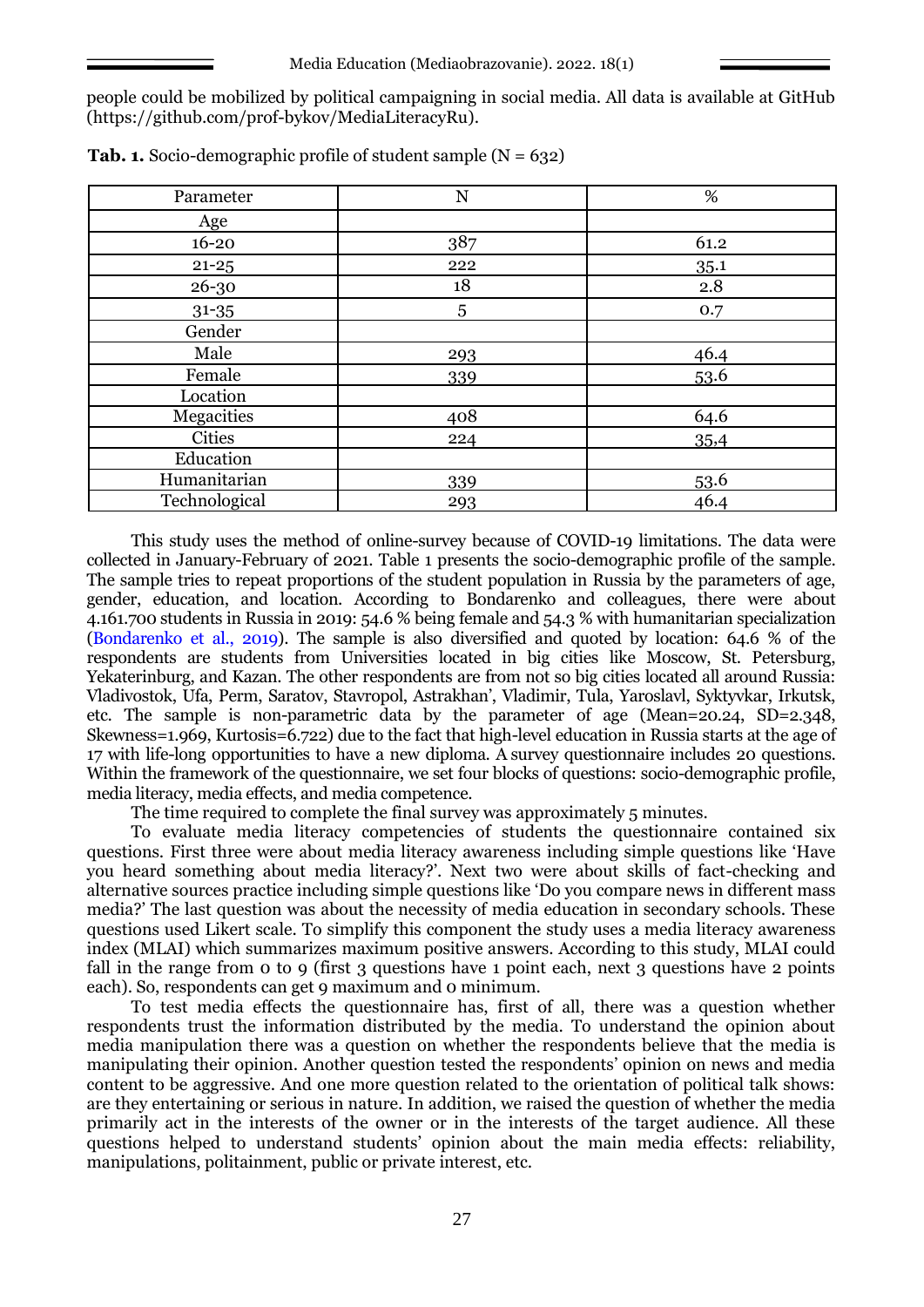people could be mobilized by political campaigning in social media. All data is available at GitHub (https://github.com/prof-bykov/MediaLiteracyRu).

**Tab. 1.** Socio-demographic profile of student sample (N = 632)

| Parameter | N | % |
|---|---|---|
| Age | | |
| 16-20 | 387 | 61.2 |
| 21-25 | 222 | 35.1 |
| 26-30 | 18 | 2.8 |
| 31-35 | 5 | 0.7 |
| Gender | | |
| Male | 293 | 46.4 |
| Female | 339 | 53.6 |
| Location | | |
| Megacities | 408 | 64.6 |
| Cities | 224 | 35,4 |
| Education | | |
| Humanitarian | 339 | 53.6 |
| Technological | 293 | 46.4 |

This study uses the method of online-survey because of COVID-19 limitations. The data were collected in January-February of 2021. Table 1 presents the socio-demographic profile of the sample. The sample tries to repeat proportions of the student population in Russia by the parameters of age, gender, education, and location. According to Bondarenko and colleagues, there were about 4.161.700 students in Russia in 2019: 54.6 % being female and 54.3 % with humanitarian specialization (Bondarenko et al., 2019). The sample is also diversified and quoted by location: 64.6 % of the respondents are students from Universities located in big cities like Moscow, St. Petersburg, Yekaterinburg, and Kazan. The other respondents are from not so big cities located all around Russia: Vladivostok, Ufa, Perm, Saratov, Stavropol, Astrakhan', Vladimir, Tula, Yaroslavl, Syktyvkar, Irkutsk, etc. The sample is non-parametric data by the parameter of age (Mean=20.24, SD=2.348, Skewness=1.969, Kurtosis=6.722) due to the fact that high-level education in Russia starts at the age of 17 with life-long opportunities to have a new diploma. A survey questionnaire includes 20 questions. Within the framework of the questionnaire, we set four blocks of questions: socio-demographic profile, media literacy, media effects, and media competence.

The time required to complete the final survey was approximately 5 minutes.

To evaluate media literacy competencies of students the questionnaire contained six questions. First three were about media literacy awareness including simple questions like 'Have you heard something about media literacy?'. Next two were about skills of fact-checking and alternative sources practice including simple questions like 'Do you compare news in different mass media?' The last question was about the necessity of media education in secondary schools. These questions used Likert scale. To simplify this component the study uses a media literacy awareness index (MLAI) which summarizes maximum positive answers. According to this study, MLAI could fall in the range from 0 to 9 (first 3 questions have 1 point each, next 3 questions have 2 points each). So, respondents can get 9 maximum and 0 minimum.

To test media effects the questionnaire has, first of all, there was a question whether respondents trust the information distributed by the media. To understand the opinion about media manipulation there was a question on whether the respondents believe that the media is manipulating their opinion. Another question tested the respondents' opinion on news and media content to be aggressive. And one more question related to the orientation of political talk shows: are they entertaining or serious in nature. In addition, we raised the question of whether the media primarily act in the interests of the owner or in the interests of the target audience. All these questions helped to understand students' opinion about the main media effects: reliability, manipulations, politainment, public or private interest, etc.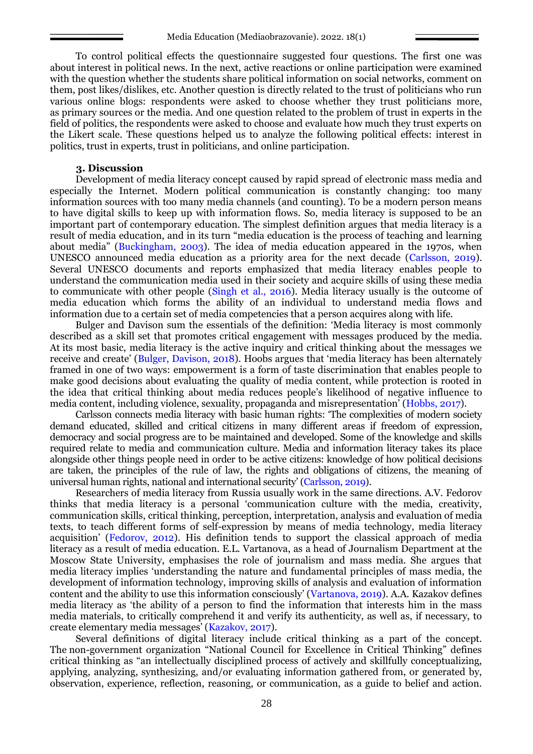To control political effects the questionnaire suggested four questions. The first one was about interest in political news. In the next, active reactions or online participation were examined with the question whether the students share political information on social networks, comment on them, post likes/dislikes, etc. Another question is directly related to the trust of politicians who run various online blogs: respondents were asked to choose whether they trust politicians more, as primary sources or the media. And one question related to the problem of trust in experts in the field of politics, the respondents were asked to choose and evaluate how much they trust experts on the Likert scale. These questions helped us to analyze the following political effects: interest in politics, trust in experts, trust in politicians, and online participation.

### 3. Discussion

Development of media literacy concept caused by rapid spread of electronic mass media and especially the Internet. Modern political communication is constantly changing: too many information sources with too many media channels (and counting). To be a modern person means to have digital skills to keep up with information flows. So, media literacy is supposed to be an important part of contemporary education. The simplest definition argues that media literacy is a result of media education, and in its turn "media education is the process of teaching and learning about media" (Buckingham, 2003). The idea of media education appeared in the 1970s, when UNESCO announced media education as a priority area for the next decade (Carlsson, 2019). Several UNESCO documents and reports emphasized that media literacy enables people to understand the communication media used in their society and acquire skills of using these media to communicate with other people (Singh et al., 2016). Media literacy usually is the outcome of media education which forms the ability of an individual to understand media flows and information due to a certain set of media competencies that a person acquires along with life.

Bulger and Davison sum the essentials of the definition: 'Media literacy is most commonly described as a skill set that promotes critical engagement with messages produced by the media. At its most basic, media literacy is the active inquiry and critical thinking about the messages we receive and create' (Bulger, Davison, 2018). Hoobs argues that 'media literacy has been alternately framed in one of two ways: empowerment is a form of taste discrimination that enables people to make good decisions about evaluating the quality of media content, while protection is rooted in the idea that critical thinking about media reduces people's likelihood of negative influence to media content, including violence, sexuality, propaganda and misrepresentation' (Hobbs, 2017).

Carlsson connects media literacy with basic human rights: 'The complexities of modern society demand educated, skilled and critical citizens in many different areas if freedom of expression, democracy and social progress are to be maintained and developed. Some of the knowledge and skills required relate to media and communication culture. Media and information literacy takes its place alongside other things people need in order to be active citizens: knowledge of how political decisions are taken, the principles of the rule of law, the rights and obligations of citizens, the meaning of universal human rights, national and international security' (Carlsson, 2019).

Researchers of media literacy from Russia usually work in the same directions. A.V. Fedorov thinks that media literacy is a personal 'communication culture with the media, creativity, communication skills, critical thinking, perception, interpretation, analysis and evaluation of media texts, to teach different forms of self-expression by means of media technology, media literacy acquisition' (Fedorov, 2012). His definition tends to support the classical approach of media literacy as a result of media education. E.L. Vartanova, as a head of Journalism Department at the Moscow State University, emphasises the role of journalism and mass media. She argues that media literacy implies 'understanding the nature and fundamental principles of mass media, the development of information technology, improving skills of analysis and evaluation of information content and the ability to use this information consciously' (Vartanova, 2019). A.A. Kazakov defines media literacy as 'the ability of a person to find the information that interests him in the mass media materials, to critically comprehend it and verify its authenticity, as well as, if necessary, to create elementary media messages' (Kazakov, 2017).

Several definitions of digital literacy include critical thinking as a part of the concept. The non-government organization "National Council for Excellence in Critical Thinking" defines critical thinking as "an intellectually disciplined process of actively and skillfully conceptualizing, applying, analyzing, synthesizing, and/or evaluating information gathered from, or generated by, observation, experience, reflection, reasoning, or communication, as a guide to belief and action.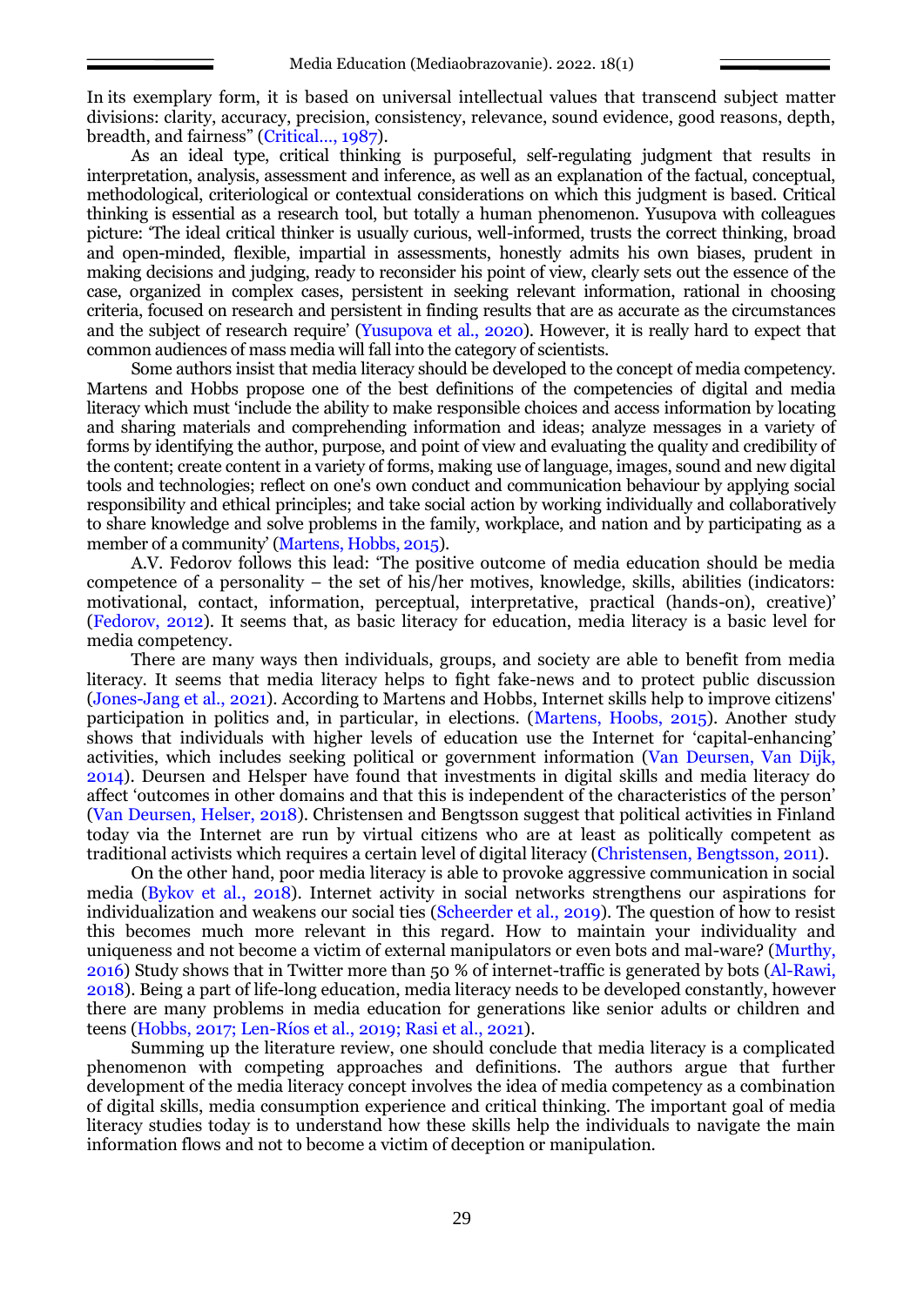In its exemplary form, it is based on universal intellectual values that transcend subject matter divisions: clarity, accuracy, precision, consistency, relevance, sound evidence, good reasons, depth, breadth, and fairness" (Critical..., 1987).

As an ideal type, critical thinking is purposeful, self-regulating judgment that results in interpretation, analysis, assessment and inference, as well as an explanation of the factual, conceptual, methodological, criteriological or contextual considerations on which this judgment is based. Critical thinking is essential as a research tool, but totally a human phenomenon. Yusupova with colleagues picture: 'The ideal critical thinker is usually curious, well-informed, trusts the correct thinking, broad and open-minded, flexible, impartial in assessments, honestly admits his own biases, prudent in making decisions and judging, ready to reconsider his point of view, clearly sets out the essence of the case, organized in complex cases, persistent in seeking relevant information, rational in choosing criteria, focused on research and persistent in finding results that are as accurate as the circumstances and the subject of research require' (Yusupova et al., 2020). However, it is really hard to expect that common audiences of mass media will fall into the category of scientists.

Some authors insist that media literacy should be developed to the concept of media competency. Martens and Hobbs propose one of the best definitions of the competencies of digital and media literacy which must 'include the ability to make responsible choices and access information by locating and sharing materials and comprehending information and ideas; analyze messages in a variety of forms by identifying the author, purpose, and point of view and evaluating the quality and credibility of the content; create content in a variety of forms, making use of language, images, sound and new digital tools and technologies; reflect on one's own conduct and communication behaviour by applying social responsibility and ethical principles; and take social action by working individually and collaboratively to share knowledge and solve problems in the family, workplace, and nation and by participating as a member of a community' (Martens, Hobbs, 2015).

A.V. Fedorov follows this lead: 'The positive outcome of media education should be media competence of a personality – the set of his/her motives, knowledge, skills, abilities (indicators: motivational, contact, information, perceptual, interpretative, practical (hands-on), creative)' (Fedorov, 2012). It seems that, as basic literacy for education, media literacy is a basic level for media competency.

There are many ways then individuals, groups, and society are able to benefit from media literacy. It seems that media literacy helps to fight fake-news and to protect public discussion (Jones-Jang et al., 2021). According to Martens and Hobbs, Internet skills help to improve citizens' participation in politics and, in particular, in elections. (Martens, Hoobs, 2015). Another study shows that individuals with higher levels of education use the Internet for 'capital-enhancing' activities, which includes seeking political or government information (Van Deursen, Van Dijk, 2014). Deursen and Helsper have found that investments in digital skills and media literacy do affect 'outcomes in other domains and that this is independent of the characteristics of the person' (Van Deursen, Helser, 2018). Christensen and Bengtsson suggest that political activities in Finland today via the Internet are run by virtual citizens who are at least as politically competent as traditional activists which requires a certain level of digital literacy (Christensen, Bengtsson, 2011).

On the other hand, poor media literacy is able to provoke aggressive communication in social media (Bykov et al., 2018). Internet activity in social networks strengthens our aspirations for individualization and weakens our social ties (Scheerder et al., 2019). The question of how to resist this becomes much more relevant in this regard. How to maintain your individuality and uniqueness and not become a victim of external manipulators or even bots and mal-ware? (Murthy, 2016) Study shows that in Twitter more than 50 % of internet-traffic is generated by bots (Al-Rawi, 2018). Being a part of life-long education, media literacy needs to be developed constantly, however there are many problems in media education for generations like senior adults or children and teens (Hobbs, 2017; Len-Ríos et al., 2019; Rasi et al., 2021).

Summing up the literature review, one should conclude that media literacy is a complicated phenomenon with competing approaches and definitions. The authors argue that further development of the media literacy concept involves the idea of media competency as a combination of digital skills, media consumption experience and critical thinking. The important goal of media literacy studies today is to understand how these skills help the individuals to navigate the main information flows and not to become a victim of deception or manipulation.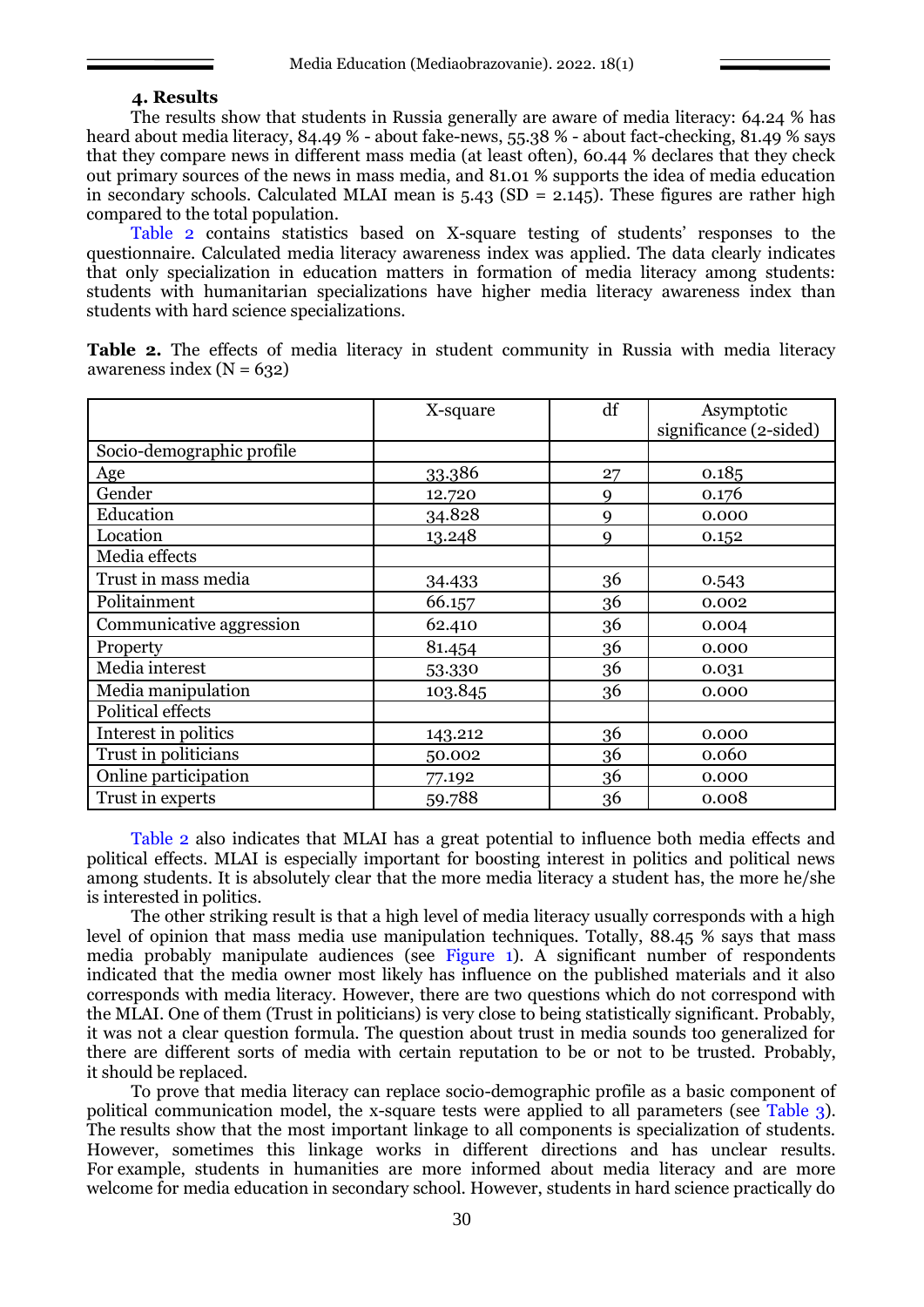### 4. Results

The results show that students in Russia generally are aware of media literacy: 64.24 % has heard about media literacy, 84.49 % - about fake-news, 55.38 % - about fact-checking, 81.49 % says that they compare news in different mass media (at least often), 60.44 % declares that they check out primary sources of the news in mass media, and 81.01 % supports the idea of media education in secondary schools. Calculated MLAI mean is 5.43 (SD = 2.145). These figures are rather high compared to the total population.

Table 2 contains statistics based on X-square testing of students' responses to the questionnaire. Calculated media literacy awareness index was applied. The data clearly indicates that only specialization in education matters in formation of media literacy among students: students with humanitarian specializations have higher media literacy awareness index than students with hard science specializations.

**Table 2.** The effects of media literacy in student community in Russia with media literacy awareness index (N = 632)

| | X-square | df | Asymptotic significance (2-sided) |
|---|---|---|---|
| Socio-demographic profile | | | |
| Age | 33.386 | 27 | 0.185 |
| Gender | 12.720 | 9 | 0.176 |
| Education | 34.828 | 9 | 0.000 |
| Location | 13.248 | 9 | 0.152 |
| Media effects | | | |
| Trust in mass media | 34.433 | 36 | 0.543 |
| Politainment | 66.157 | 36 | 0.002 |
| Communicative aggression | 62.410 | 36 | 0.004 |
| Property | 81.454 | 36 | 0.000 |
| Media interest | 53.330 | 36 | 0.031 |
| Media manipulation | 103.845 | 36 | 0.000 |
| Political effects | | | |
| Interest in politics | 143.212 | 36 | 0.000 |
| Trust in politicians | 50.002 | 36 | 0.060 |
| Online participation | 77.192 | 36 | 0.000 |
| Trust in experts | 59.788 | 36 | 0.008 |

Table 2 also indicates that MLAI has a great potential to influence both media effects and political effects. MLAI is especially important for boosting interest in politics and political news among students. It is absolutely clear that the more media literacy a student has, the more he/she is interested in politics.

The other striking result is that a high level of media literacy usually corresponds with a high level of opinion that mass media use manipulation techniques. Totally, 88.45 % says that mass media probably manipulate audiences (see Figure 1). A significant number of respondents indicated that the media owner most likely has influence on the published materials and it also corresponds with media literacy. However, there are two questions which do not correspond with the MLAI. One of them (Trust in politicians) is very close to being statistically significant. Probably, it was not a clear question formula. The question about trust in media sounds too generalized for there are different sorts of media with certain reputation to be or not to be trusted. Probably, it should be replaced.

To prove that media literacy can replace socio-demographic profile as a basic component of political communication model, the x-square tests were applied to all parameters (see Table 3). The results show that the most important linkage to all components is specialization of students. However, sometimes this linkage works in different directions and has unclear results. For example, students in humanities are more informed about media literacy and are more welcome for media education in secondary school. However, students in hard science practically do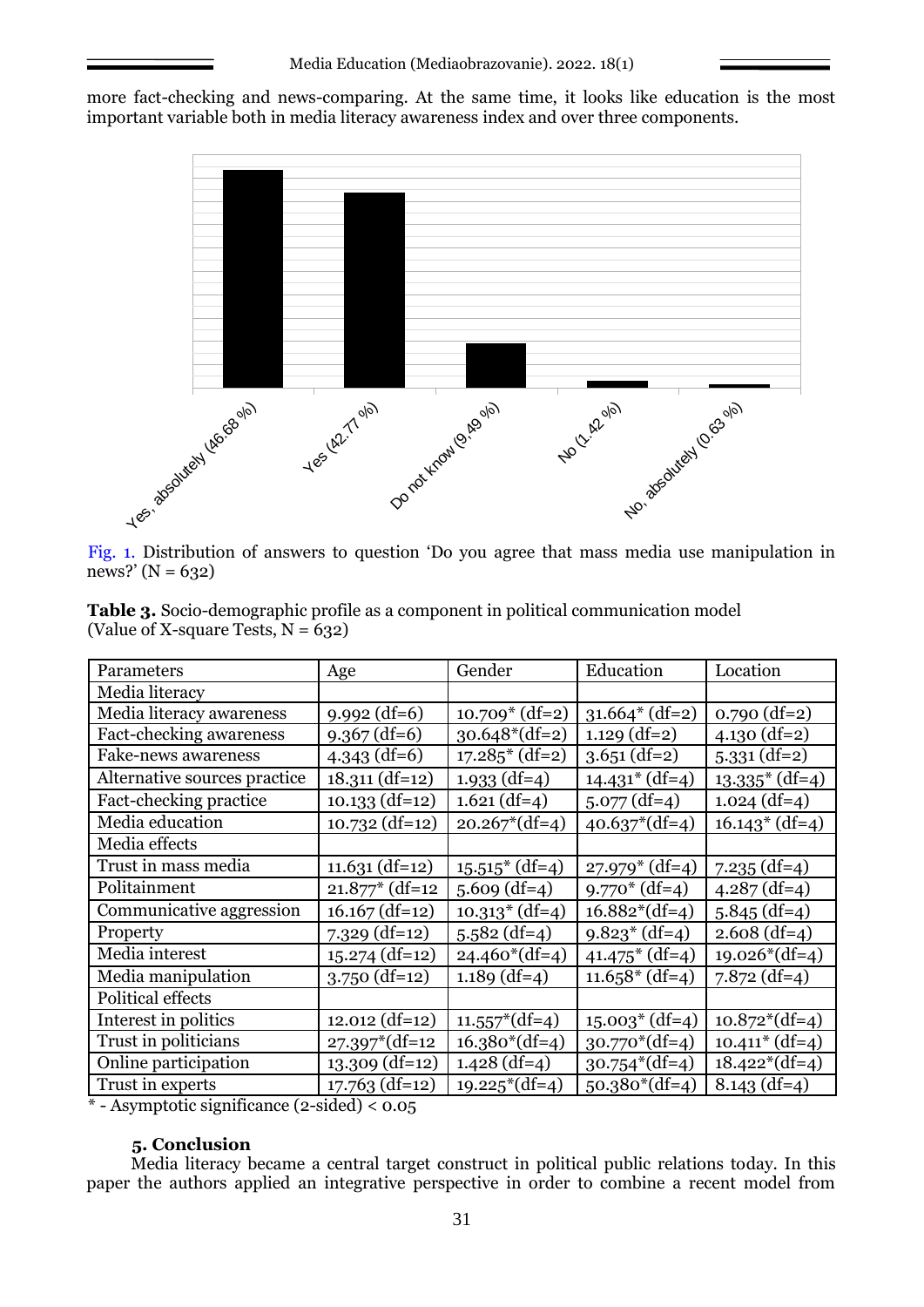more fact-checking and news-comparing. At the same time, it looks like education is the most important variable both in media literacy awareness index and over three components.

Yes, absolutely (46.68 %) Yes (42.77 %) Do not know (9.49 %) No (1.42 %) No, absolutely (0.63 %)

Fig. 1. Distribution of answers to question 'Do you agree that mass media use manipulation in news?' (N = 632)

**Table 3.** Socio-demographic profile as a component in political communication model (Value of X-square Tests, N = 632)

| Parameters | Age | Gender | Education | Location |
|---|---|---|---|---|
| Media literacy | | | | |
| Media literacy awareness | 9.992 (df=6) | 10.709* (df=2) | 31.664* (df=2) | 0.790 (df=2) |
| Fact-checking awareness | 9.367 (df=6) | 30.648*(df=2) | 1.129 (df=2) | 4.130 (df=2) |
| Fake-news awareness | 4.343 (df=6) | 17.285* (df=2) | 3.651 (df=2) | 5.331 (df=2) |
| Alternative sources practice | 18.311 (df=12) | 1.933 (df=4) | 14.431* (df=4) | 13.335* (df=4) |
| Fact-checking practice | 10.133 (df=12) | 1.621 (df=4) | 5.077 (df=4) | 1.024 (df=4) |
| Media education | 10.732 (df=12) | 20.267*(df=4) | 40.637*(df=4) | 16.143* (df=4) |
| Media effects | | | | |
| Trust in mass media | 11.631 (df=12) | 15.515* (df=4) | 27.979* (df=4) | 7.235 (df=4) |
| Politainment | 21.877* (df=12 | 5.609 (df=4) | 9.770* (df=4) | 4.287 (df=4) |
| Communicative aggression | 16.167 (df=12) | 10.313* (df=4) | 16.882*(df=4) | 5.845 (df=4) |
| Property | 7.329 (df=12) | 5.582 (df=4) | 9.823* (df=4) | 2.608 (df=4) |
| Media interest | 15.274 (df=12) | 24.460*(df=4) | 41.475* (df=4) | 19.026*(df=4) |
| Media manipulation | 3.750 (df=12) | 1.189 (df=4) | 11.658* (df=4) | 7.872 (df=4) |
| Political effects | | | | |
| Interest in politics | 12.012 (df=12) | 11.557*(df=4) | 15.003* (df=4) | 10.872*(df=4) |
| Trust in politicians | 27.397*(df=12 | 16.380*(df=4) | 30.770*(df=4) | 10.411* (df=4) |
| Online participation | 13.309 (df=12) | 1.428 (df=4) | 30.754*(df=4) | 18.422*(df=4) |
| Trust in experts | 17.763 (df=12) | 19.225*(df=4) | 50.380*(df=4) | 8.143 (df=4) |

\* - Asymptotic significance (2-sided) < 0.05

### 5. Conclusion

Media literacy became a central target construct in political public relations today. In this paper the authors applied an integrative perspective in order to combine a recent model from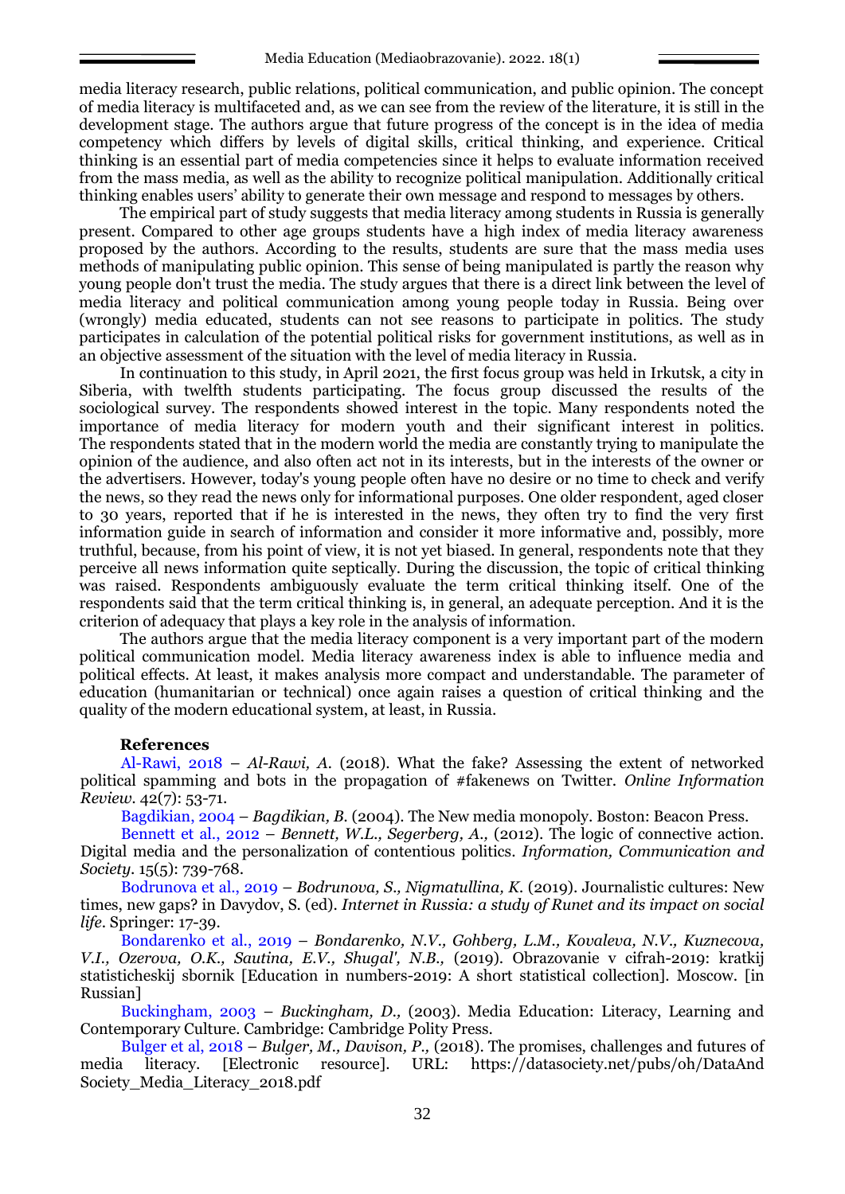media literacy research, public relations, political communication, and public opinion. The concept of media literacy is multifaceted and, as we can see from the review of the literature, it is still in the development stage. The authors argue that future progress of the concept is in the idea of media competency which differs by levels of digital skills, critical thinking, and experience. Critical thinking is an essential part of media competencies since it helps to evaluate information received from the mass media, as well as the ability to recognize political manipulation. Additionally critical thinking enables users' ability to generate their own message and respond to messages by others.

The empirical part of study suggests that media literacy among students in Russia is generally present. Compared to other age groups students have a high index of media literacy awareness proposed by the authors. According to the results, students are sure that the mass media uses methods of manipulating public opinion. This sense of being manipulated is partly the reason why young people don't trust the media. The study argues that there is a direct link between the level of media literacy and political communication among young people today in Russia. Being over (wrongly) media educated, students can not see reasons to participate in politics. The study participates in calculation of the potential political risks for government institutions, as well as in an objective assessment of the situation with the level of media literacy in Russia.

In continuation to this study, in April 2021, the first focus group was held in Irkutsk, a city in Siberia, with twelfth students participating. The focus group discussed the results of the sociological survey. The respondents showed interest in the topic. Many respondents noted the importance of media literacy for modern youth and their significant interest in politics. The respondents stated that in the modern world the media are constantly trying to manipulate the opinion of the audience, and also often act not in its interests, but in the interests of the owner or the advertisers. However, today's young people often have no desire or no time to check and verify the news, so they read the news only for informational purposes. One older respondent, aged closer to 30 years, reported that if he is interested in the news, they often try to find the very first information guide in search of information and consider it more informative and, possibly, more truthful, because, from his point of view, it is not yet biased. In general, respondents note that they perceive all news information quite septically. During the discussion, the topic of critical thinking was raised. Respondents ambiguously evaluate the term critical thinking itself. One of the respondents said that the term critical thinking is, in general, an adequate perception. And it is the criterion of adequacy that plays a key role in the analysis of information.

The authors argue that the media literacy component is a very important part of the modern political communication model. Media literacy awareness index is able to influence media and political effects. At least, it makes analysis more compact and understandable. The parameter of education (humanitarian or technical) once again raises a question of critical thinking and the quality of the modern educational system, at least, in Russia.

## References

Al-Rawi, 2018 – *Al-Rawi, A.* (2018). What the fake? Assessing the extent of networked political spamming and bots in the propagation of #fakenews on Twitter. *Online Information Review*. 42(7): 53-71.

Bagdikian, 2004 – *Bagdikian, B.* (2004). The New media monopoly. Boston: Beacon Press.

Bennett et al., 2012 – *Bennett, W.L., Segerberg, A.,* (2012). The logic of connective action. Digital media and the personalization of contentious politics. *Information, Communication and Society*. 15(5): 739-768.

Bodrunova et al., 2019 – *Bodrunova, S., Nigmatullina, K.* (2019). Journalistic cultures: New times, new gaps? in Davydov, S. (ed). *Internet in Russia: a study of Runet and its impact on social life*. Springer: 17-39.

Bondarenko et al., 2019 – *Bondarenko, N.V., Gohberg, L.M., Kovaleva, N.V., Kuznecova, V.I., Ozerova, O.K., Sautina, E.V., Shugal', N.B.,* (2019). Obrazovanie v cifrah-2019: kratkij statisticheskij sbornik [Education in numbers-2019: A short statistical collection]. Moscow. [in Russian]

Buckingham, 2003 – *Buckingham, D.,* (2003). Media Education: Literacy, Learning and Contemporary Culture. Cambridge: Cambridge Polity Press.

Bulger et al, 2018 – *Bulger, M., Davison, P.,* (2018). The promises, challenges and futures of media literacy. [Electronic resource]. URL: https://datasociety.net/pubs/oh/DataAnd Society_Media_Literacy_2018.pdf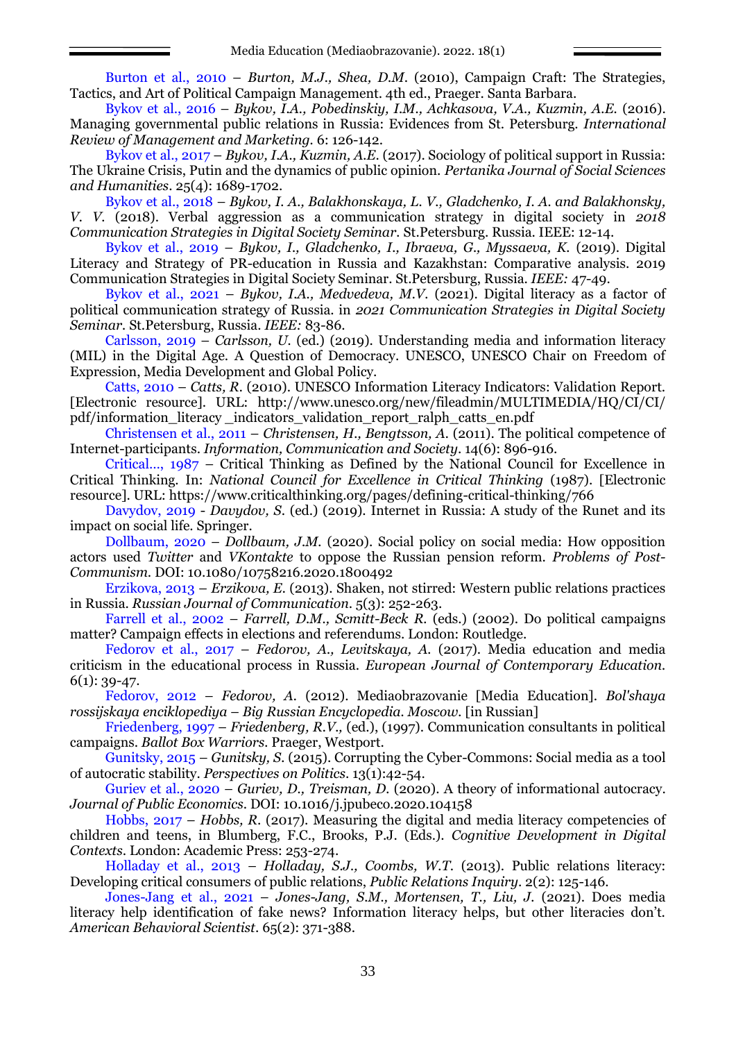Burton et al., 2010 – *Burton, M.J., Shea, D.M.* (2010), Campaign Craft: The Strategies, Tactics, and Art of Political Campaign Management. 4th ed., Praeger. Santa Barbara.

Bykov et al., 2016 – *Bykov, I.A., Pobedinskiy, I.M., Achkasova, V.A., Kuzmin, A.E.* (2016). Managing governmental public relations in Russia: Evidences from St. Petersburg. *International Review of Management and Marketing*. 6: 126-142.

Bykov et al., 2017 – *Bykov, I.A., Kuzmin, A.E.* (2017). Sociology of political support in Russia: The Ukraine Crisis, Putin and the dynamics of public opinion. *Pertanika Journal of Social Sciences and Humanities*. 25(4): 1689-1702.

Bykov et al., 2018 – *Bykov, I. A., Balakhonskaya, L. V., Gladchenko, I. A. and Balakhonsky, V. V.* (2018). Verbal aggression as a communication strategy in digital society in *2018 Communication Strategies in Digital Society Seminar*. St.Petersburg. Russia. IEEE: 12-14.

Bykov et al., 2019 – *Bykov, I., Gladchenko, I., Ibraeva, G., Myssaeva, K.* (2019). Digital Literacy and Strategy of PR-education in Russia and Kazakhstan: Comparative analysis. 2019 Communication Strategies in Digital Society Seminar. St.Petersburg, Russia. *IEEE:* 47-49.

Bykov et al., 2021 – *Bykov, I.A., Medvedeva, M.V.* (2021). Digital literacy as a factor of political communication strategy of Russia. in *2021 Communication Strategies in Digital Society Seminar*. St.Petersburg, Russia. *IEEE:* 83-86.

Carlsson, 2019 – *Carlsson, U.* (ed.) (2019). Understanding media and information literacy (MIL) in the Digital Age. A Question of Democracy. UNESCO, UNESCO Chair on Freedom of Expression, Media Development and Global Policy.

Catts, 2010 – *Catts, R.* (2010). UNESCO Information Literacy Indicators: Validation Report. [Electronic resource]. URL: http://www.unesco.org/new/fileadmin/MULTIMEDIA/HQ/CI/CI/pdf/information_literacy _indicators_validation_report_ralph_catts_en.pdf

Christensen et al., 2011 – *Christensen, H., Bengtsson, A.* (2011). The political competence of Internet-participants. *Information, Communication and Society*. 14(6): 896-916.

Critical…, 1987 – Critical Thinking as Defined by the National Council for Excellence in Critical Thinking. In: *National Council for Excellence in Critical Thinking* (1987). [Electronic resource]. URL: https://www.criticalthinking.org/pages/defining-critical-thinking/766

Davydov, 2019 - *Davydov, S.* (ed.) (2019). Internet in Russia: A study of the Runet and its impact on social life. Springer.

Dollbaum, 2020 – *Dollbaum, J.M.* (2020). Social policy on social media: How opposition actors used *Twitter* and *VKontakte* to oppose the Russian pension reform. *Problems of Post-Communism*. DOI: 10.1080/10758216.2020.1800492

Erzikova, 2013 – *Erzikova, E.* (2013). Shaken, not stirred: Western public relations practices in Russia. *Russian Journal of Communication*. 5(3): 252-263.

Farrell et al., 2002 – *Farrell, D.M., Scmitt-Beck R.* (eds.) (2002). Do political campaigns matter? Campaign effects in elections and referendums. London: Routledge.

Fedorov et al., 2017 – *Fedorov, A., Levitskaya, A.* (2017). Media education and media criticism in the educational process in Russia. *European Journal of Contemporary Education*. 6(1): 39-47.

Fedorov, 2012 – *Fedorov, A.* (2012). Mediaobrazovanie [Media Education]. *Bol'shaya rossijskaya enciklopediya – Big Russian Encyclopedia. Moscow.* [in Russian]

Friedenberg, 1997 – *Friedenberg, R.V.,* (ed.), (1997). Communication consultants in political campaigns. *Ballot Box Warriors*. Praeger, Westport.

Gunitsky, 2015 – *Gunitsky, S.* (2015). Corrupting the Cyber-Commons: Social media as a tool of autocratic stability. *Perspectives on Politics*. 13(1):42-54.

Guriev et al., 2020 – *Guriev, D., Treisman, D.* (2020). A theory of informational autocracy. *Journal of Public Economics*. DOI: 10.1016/j.jpubeco.2020.104158

Hobbs, 2017 – *Hobbs, R.* (2017). Measuring the digital and media literacy competencies of children and teens, in Blumberg, F.C., Brooks, P.J. (Eds.). *Cognitive Development in Digital Contexts*. London: Academic Press: 253-274.

Holladay et al., 2013 – *Holladay, S.J., Coombs, W.T.* (2013). Public relations literacy: Developing critical consumers of public relations, *Public Relations Inquiry*. 2(2): 125-146.

Jones-Jang et al., 2021 – *Jones-Jang, S.M., Mortensen, T., Liu, J.* (2021). Does media literacy help identification of fake news? Information literacy helps, but other literacies don't. *American Behavioral Scientist*. 65(2): 371-388.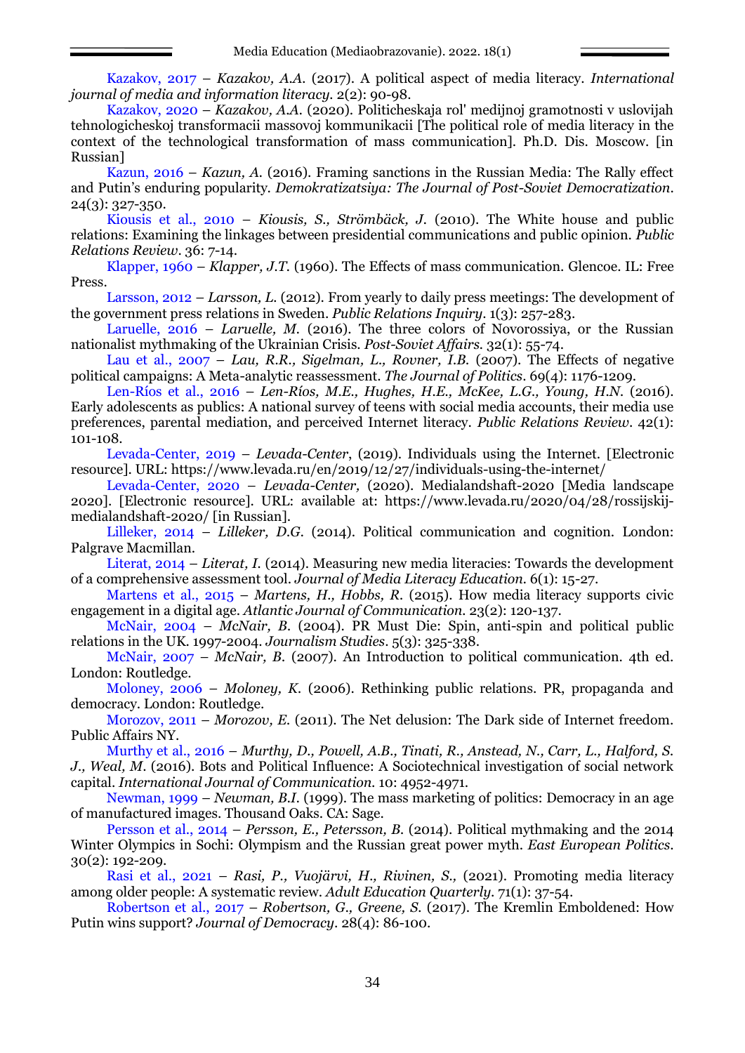Kazakov, 2017 – *Kazakov, A.A.* (2017). A political aspect of media literacy. *International journal of media and information literacy*. 2(2): 90-98.

Kazakov, 2020 – *Kazakov, A.A.* (2020). Politicheskaja rol' medijnoj gramotnosti v uslovijah tehnologicheskoj transformacii massovoj kommunikacii [The political role of media literacy in the context of the technological transformation of mass communication]. Ph.D. Dis. Moscow. [in Russian]

Kazun, 2016 – *Kazun, A.* (2016). Framing sanctions in the Russian Media: The Rally effect and Putin's enduring popularity. *Demokratizatsiya: The Journal of Post-Soviet Democratization*. 24(3): 327-350.

Kiousis et al., 2010 – *Kiousis, S., Strömbäck, J.* (2010). The White house and public relations: Examining the linkages between presidential communications and public opinion. *Public Relations Review*. 36: 7-14.

Klapper, 1960 – *Klapper, J.T.* (1960). The Effects of mass communication. Glencoe. IL: Free Press.

Larsson, 2012 – *Larsson, L.* (2012). From yearly to daily press meetings: The development of the government press relations in Sweden. *Public Relations Inquiry*. 1(3): 257-283.

Laruelle, 2016 – *Laruelle, M.* (2016). The three colors of Novorossiya, or the Russian nationalist mythmaking of the Ukrainian Crisis. *Post-Soviet Affairs*. 32(1): 55-74.

Lau et al., 2007 – *Lau, R.R., Sigelman, L., Rovner, I.B.* (2007). The Effects of negative political campaigns: A Meta-analytic reassessment. *The Journal of Politics*. 69(4): 1176-1209.

Len-Ríos et al., 2016 – *Len-Ríos, M.E., Hughes, H.E., McKee, L.G., Young, H.N.* (2016). Early adolescents as publics: A national survey of teens with social media accounts, their media use preferences, parental mediation, and perceived Internet literacy. *Public Relations Review*. 42(1): 101-108.

Levada-Center, 2019 – *Levada-Center*, (2019). Individuals using the Internet. [Electronic resource]. URL: https://www.levada.ru/en/2019/12/27/individuals-using-the-internet/

Levada-Center, 2020 – *Levada-Center,* (2020). Medialandshaft-2020 [Media landscape 2020]. [Electronic resource]. URL: available at: https://www.levada.ru/2020/04/28/rossijskij-medialandshaft-2020/ [in Russian].

Lilleker, 2014 – *Lilleker, D.G.* (2014). Political communication and cognition. London: Palgrave Macmillan.

Literat, 2014 – *Literat, I.* (2014). Measuring new media literacies: Towards the development of a comprehensive assessment tool. *Journal of Media Literacy Education*. 6(1): 15-27.

Martens et al., 2015 – *Martens, H., Hobbs, R.* (2015). How media literacy supports civic engagement in a digital age. *Atlantic Journal of Communication*. 23(2): 120-137.

McNair, 2004 – *McNair, B.* (2004). PR Must Die: Spin, anti-spin and political public relations in the UK. 1997-2004. *Journalism Studies*. 5(3): 325-338.

McNair, 2007 – *McNair, B.* (2007). An Introduction to political communication. 4th ed. London: Routledge.

Moloney, 2006 – *Moloney, K.* (2006). Rethinking public relations. PR, propaganda and democracy. London: Routledge.

Morozov, 2011 – *Morozov, E.* (2011). The Net delusion: The Dark side of Internet freedom. Public Affairs NY.

Murthy et al., 2016 – *Murthy, D., Powell, A.B., Tinati, R., Anstead, N., Carr, L., Halford, S. J., Weal, M.* (2016). Bots and Political Influence: A Sociotechnical investigation of social network capital. *International Journal of Communication*. 10: 4952-4971.

Newman, 1999 – *Newman, B.I.* (1999). The mass marketing of politics: Democracy in an age of manufactured images. Thousand Oaks. CA: Sage.

Persson et al., 2014 – *Persson, E., Petersson, B.* (2014). Political mythmaking and the 2014 Winter Olympics in Sochi: Olympism and the Russian great power myth. *East European Politics*. 30(2): 192-209.

Rasi et al., 2021 – *Rasi, P., Vuojärvi, H., Rivinen, S.,* (2021). Promoting media literacy among older people: A systematic review. *Adult Education Quarterly*. 71(1): 37-54.

Robertson et al., 2017 – *Robertson, G., Greene, S.* (2017). The Kremlin Emboldened: How Putin wins support? *Journal of Democracy*. 28(4): 86-100.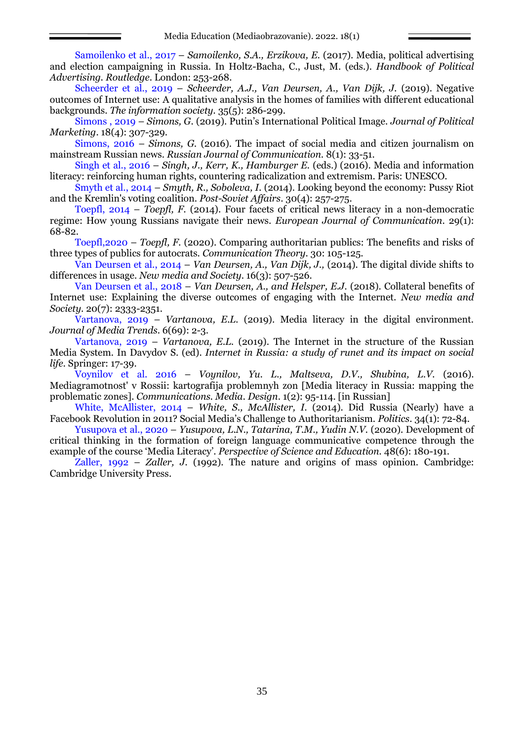Samoilenko et al., 2017 – *Samoilenko, S.A., Erzikova, E.* (2017). Media, political advertising and election campaigning in Russia. In Holtz-Bacha, C., Just, M. (eds.). *Handbook of Political Advertising*. *Routledge*. London: 253-268.

Scheerder et al., 2019 – *Scheerder, A.J., Van Deursen, A., Van Dijk, J.* (2019). Negative outcomes of Internet use: A qualitative analysis in the homes of families with different educational backgrounds. *The information society*. 35(5): 286-299.

Simons , 2019 – *Simons, G.* (2019). Putin's International Political Image. *Journal of Political Marketing*. 18(4): 307-329.

Simons, 2016 – *Simons, G.* (2016). The impact of social media and citizen journalism on mainstream Russian news. *Russian Journal of Communication*. 8(1): 33-51.

Singh et al., 2016 – *Singh, J., Kerr, K., Hamburger E.* (eds.) (2016). Media and information literacy: reinforcing human rights, countering radicalization and extremism. Paris: UNESCO.

Smyth et al., 2014 – *Smyth, R., Soboleva, I.* (2014). Looking beyond the economy: Pussy Riot and the Kremlin's voting coalition. *Post-Soviet Affairs*. 30(4): 257-275.

Toepfl, 2014 – *Toepfl, F.* (2014). Four facets of critical news literacy in a non-democratic regime: How young Russians navigate their news. *European Journal of Communication*. 29(1): 68-82.

Toepfl,2020 – *Toepfl, F.* (2020). Comparing authoritarian publics: The benefits and risks of three types of publics for autocrats. *Communication Theory*. 30: 105-125.

Van Deursen et al., 2014 – *Van Deursen, A., Van Dijk, J.,* (2014). The digital divide shifts to differences in usage. *New media and Society*. 16(3): 507-526.

Van Deursen et al., 2018 – *Van Deursen, A., and Helsper, E.J.* (2018). Collateral benefits of Internet use: Explaining the diverse outcomes of engaging with the Internet. *New media and Society*. 20(7): 2333-2351.

Vartanova, 2019 – *Vartanova, E.L.* (2019). Media literacy in the digital environment. *Journal of Media Trends*. 6(69): 2-3.

Vartanova, 2019 – *Vartanova, E.L.* (2019). The Internet in the structure of the Russian Media System. In Davydov S. (ed). *Internet in Russia: a study of runet and its impact on social life*. Springer: 17-39.

Voynilov et al. 2016 – *Voynilov, Yu. L., Maltseva, D.V., Shubina, L.V.* (2016). Mediagramotnost' v Rossii: kartografija problemnyh zon [Media literacy in Russia: mapping the problematic zones]. *Communications. Media. Design*. 1(2): 95-114. [in Russian]

White, McAllister, 2014 – *White, S., McAllister, I.* (2014). Did Russia (Nearly) have a Facebook Revolution in 2011? Social Media's Challenge to Authoritarianism. *Politics*. 34(1): 72-84.

Yusupova et al., 2020 – *Yusupova, L.N., Tatarina, T.M., Yudin N.V.* (2020). Development of critical thinking in the formation of foreign language communicative competence through the example of the course 'Media Literacy'. *Perspective of Science and Education*. 48(6): 180-191.

Zaller, 1992 – *Zaller, J.* (1992). The nature and origins of mass opinion. Cambridge: Cambridge University Press.